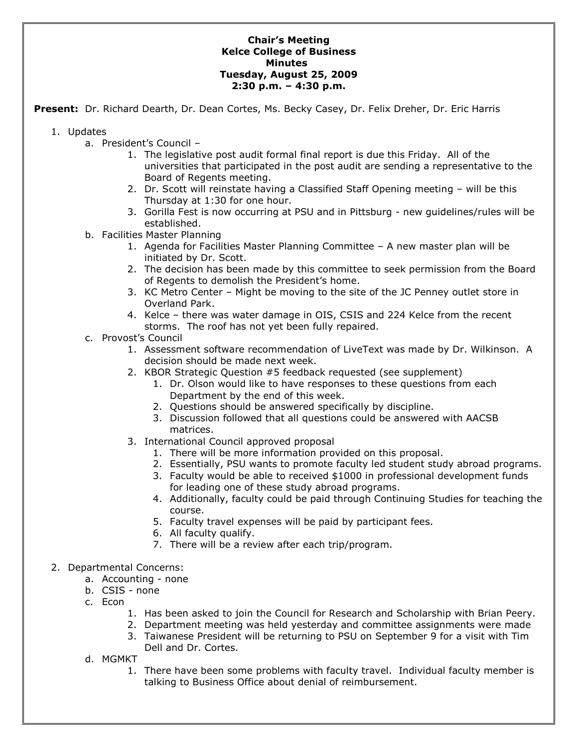**Chair's Meeting**
**Kelce College of Business**
**Minutes**
**Tuesday, August 25, 2009**
**2:30 p.m. – 4:30 p.m.**

**Present:** Dr. Richard Dearth, Dr. Dean Cortes, Ms. Becky Casey, Dr. Felix Dreher, Dr. Eric Harris

1. Updates
   a. President's Council –
      1. The legislative post audit formal final report is due this Friday. All of the universities that participated in the post audit are sending a representative to the Board of Regents meeting.
      2. Dr. Scott will reinstate having a Classified Staff Opening meeting – will be this Thursday at 1:30 for one hour.
      3. Gorilla Fest is now occurring at PSU and in Pittsburg - new guidelines/rules will be established.

   b. Facilities Master Planning
      1. Agenda for Facilities Master Planning Committee – A new master plan will be initiated by Dr. Scott.
      2. The decision has been made by this committee to seek permission from the Board of Regents to demolish the President's home.
      3. KC Metro Center – Might be moving to the site of the JC Penney outlet store in Overland Park.
      4. Kelce – there was water damage in OIS, CSIS and 224 Kelce from the recent storms. The roof has not yet been fully repaired.

   c. Provost's Council
      1. Assessment software recommendation of LiveText was made by Dr. Wilkinson. A decision should be made next week.
      2. KBOR Strategic Question #5 feedback requested (see supplement)
         1. Dr. Olson would like to have responses to these questions from each Department by the end of this week.
         2. Questions should be answered specifically by discipline.
         3. Discussion followed that all questions could be answered with AACSB matrices.
      3. International Council approved proposal
         1. There will be more information provided on this proposal.
         2. Essentially, PSU wants to promote faculty led student study abroad programs.
         3. Faculty would be able to received $1000 in professional development funds for leading one of these study abroad programs.
         4. Additionally, faculty could be paid through Continuing Studies for teaching the course.
         5. Faculty travel expenses will be paid by participant fees.
         6. All faculty qualify.
         7. There will be a review after each trip/program.

2. Departmental Concerns:
   a. Accounting - none
   b. CSIS - none
   c. Econ
      1. Has been asked to join the Council for Research and Scholarship with Brian Peery.
      2. Department meeting was held yesterday and committee assignments were made
      3. Taiwanese President will be returning to PSU on September 9 for a visit with Tim Dell and Dr. Cortes.

   d. MGMKT
      1. There have been some problems with faculty travel. Individual faculty member is talking to Business Office about denial of reimbursement.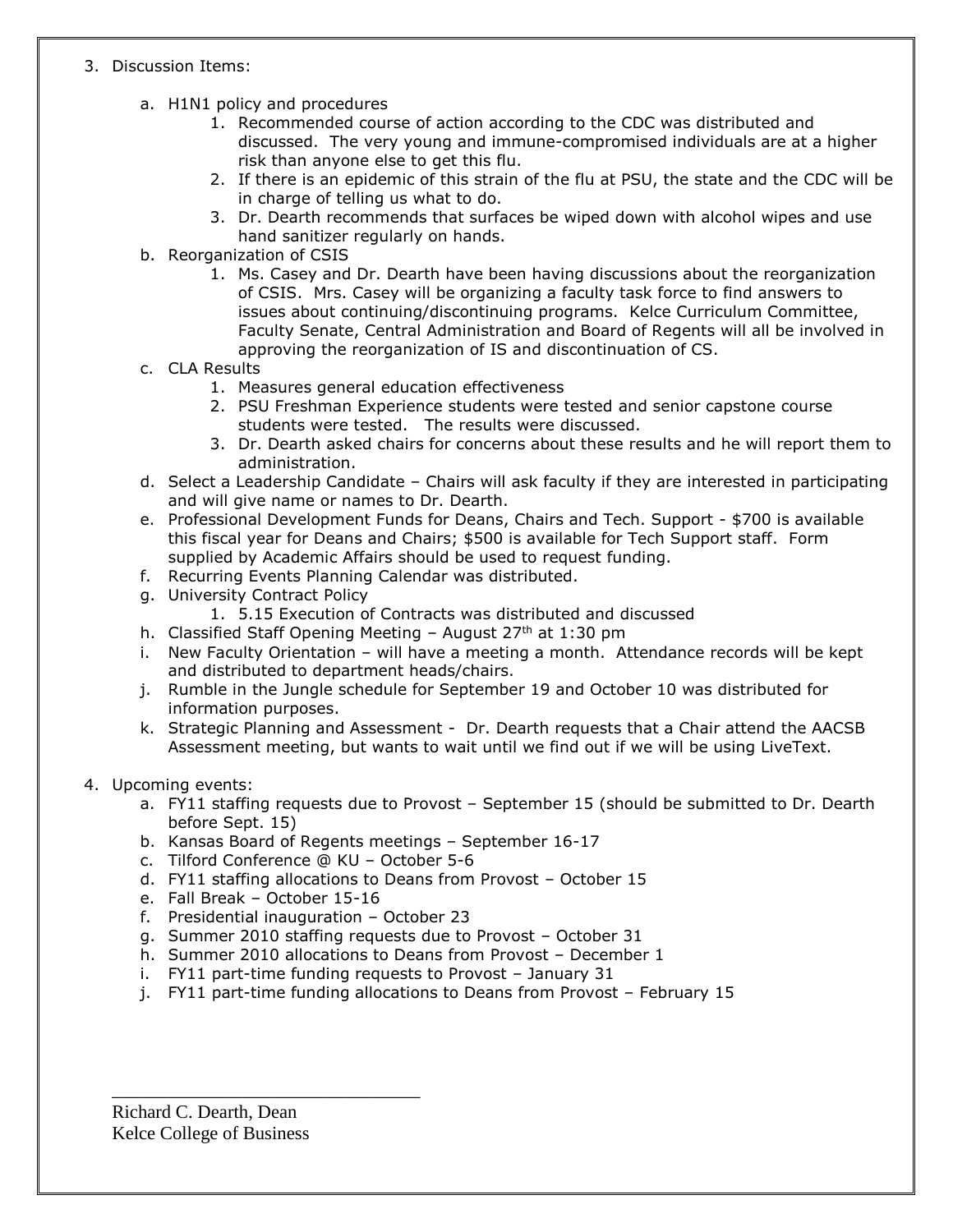3. Discussion Items:

   a. H1N1 policy and procedures
      1. Recommended course of action according to the CDC was distributed and discussed. The very young and immune-compromised individuals are at a higher risk than anyone else to get this flu.
      2. If there is an epidemic of this strain of the flu at PSU, the state and the CDC will be in charge of telling us what to do.
      3. Dr. Dearth recommends that surfaces be wiped down with alcohol wipes and use hand sanitizer regularly on hands.

   b. Reorganization of CSIS
      1. Ms. Casey and Dr. Dearth have been having discussions about the reorganization of CSIS. Mrs. Casey will be organizing a faculty task force to find answers to issues about continuing/discontinuing programs. Kelce Curriculum Committee, Faculty Senate, Central Administration and Board of Regents will all be involved in approving the reorganization of IS and discontinuation of CS.

   c. CLA Results
      1. Measures general education effectiveness
      2. PSU Freshman Experience students were tested and senior capstone course students were tested. The results were discussed.
      3. Dr. Dearth asked chairs for concerns about these results and he will report them to administration.

   d. Select a Leadership Candidate – Chairs will ask faculty if they are interested in participating and will give name or names to Dr. Dearth.

   e. Professional Development Funds for Deans, Chairs and Tech. Support - $700 is available this fiscal year for Deans and Chairs; $500 is available for Tech Support staff. Form supplied by Academic Affairs should be used to request funding.

   f. Recurring Events Planning Calendar was distributed.

   g. University Contract Policy
      1. 5.15 Execution of Contracts was distributed and discussed

   h. Classified Staff Opening Meeting – August 27th at 1:30 pm

   i. New Faculty Orientation – will have a meeting a month. Attendance records will be kept and distributed to department heads/chairs.

   j. Rumble in the Jungle schedule for September 19 and October 10 was distributed for information purposes.

   k. Strategic Planning and Assessment - Dr. Dearth requests that a Chair attend the AACSB Assessment meeting, but wants to wait until we find out if we will be using LiveText.

4. Upcoming events:

   a. FY11 staffing requests due to Provost – September 15 (should be submitted to Dr. Dearth before Sept. 15)
   b. Kansas Board of Regents meetings – September 16-17
   c. Tilford Conference @ KU – October 5-6
   d. FY11 staffing allocations to Deans from Provost – October 15
   e. Fall Break – October 15-16
   f. Presidential inauguration – October 23
   g. Summer 2010 staffing requests due to Provost – October 31
   h. Summer 2010 allocations to Deans from Provost – December 1
   i. FY11 part-time funding requests to Provost – January 31
   j. FY11 part-time funding allocations to Deans from Provost – February 15

\_\_\_\_\_\_\_\_\_\_\_\_\_\_\_\_\_\_\_\_\_\_\_\_\_\_\_\_\_\_\_\_\_\_

Richard C. Dearth, Dean
Kelce College of Business